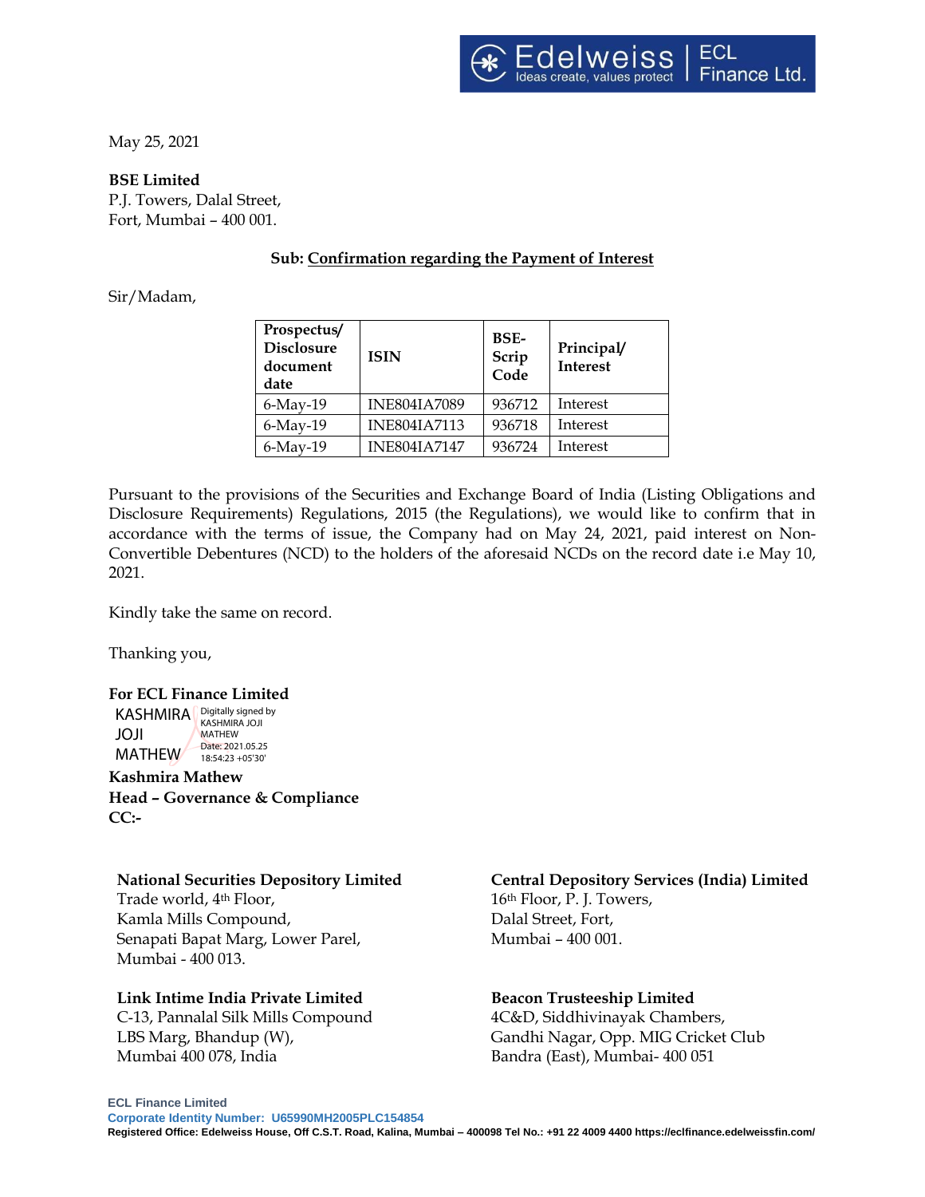May 25, 2021

**BSE Limited**
P.J. Towers, Dalal Street,
Fort, Mumbai – 400 001.

**Sub: Confirmation regarding the Payment of Interest**

Sir/Madam,

| Prospectus/ Disclosure document date | ISIN | BSE-Scrip Code | Principal/ Interest |
|---|---|---|---|
| 6-May-19 | INE804IA7089 | 936712 | Interest |
| 6-May-19 | INE804IA7113 | 936718 | Interest |
| 6-May-19 | INE804IA7147 | 936724 | Interest |

Pursuant to the provisions of the Securities and Exchange Board of India (Listing Obligations and Disclosure Requirements) Regulations, 2015 (the Regulations), we would like to confirm that in accordance with the terms of issue, the Company had on May 24, 2021, paid interest on Non-Convertible Debentures (NCD) to the holders of the aforesaid NCDs on the record date i.e May 10, 2021.

Kindly take the same on record.

Thanking you,

**For ECL Finance Limited**

KASHMIRA JOJI MATHEW — Digitally signed by KASHMIRA JOJI MATHEW Date: 2021.05.25 18:54:23 +05'30'

**Kashmira Mathew**
**Head – Governance & Compliance**
**CC:-**

**National Securities Depository Limited**
Trade world, 4th Floor,
Kamla Mills Compound,
Senapati Bapat Marg, Lower Parel,
Mumbai - 400 013.

**Central Depository Services (India) Limited**
16th Floor, P. J. Towers,
Dalal Street, Fort,
Mumbai – 400 001.

**Link Intime India Private Limited**
C-13, Pannalal Silk Mills Compound
LBS Marg, Bhandup (W),
Mumbai 400 078, India

**Beacon Trusteeship Limited**
4C&D, Siddhivinayak Chambers,
Gandhi Nagar, Opp. MIG Cricket Club
Bandra (East), Mumbai- 400 051

**ECL Finance Limited**
**Corporate Identity Number: U65990MH2005PLC154854**
**Registered Office: Edelweiss House, Off C.S.T. Road, Kalina, Mumbai – 400098 Tel No.: +91 22 4009 4400 https://eclfinance.edelweissfin.com/**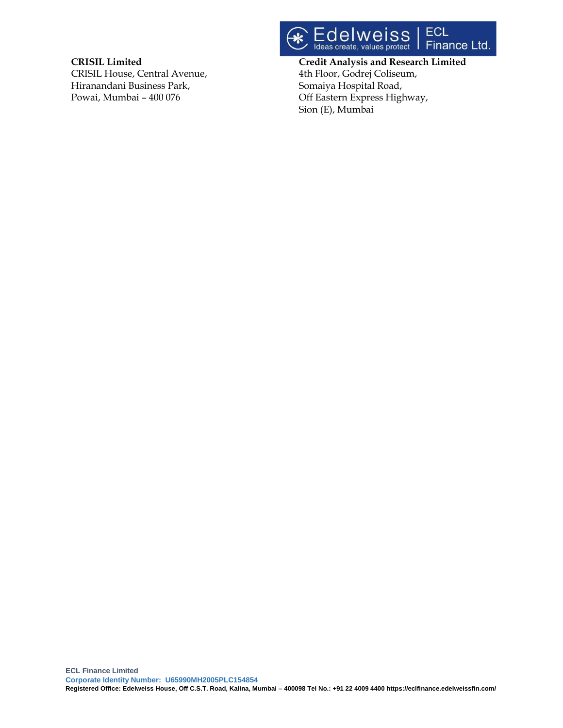**CRISIL Limited**
CRISIL House, Central Avenue,
Hiranandani Business Park,
Powai, Mumbai – 400 076

**Credit Analysis and Research Limited**
4th Floor, Godrej Coliseum,
Somaiya Hospital Road,
Off Eastern Express Highway,
Sion (E), Mumbai